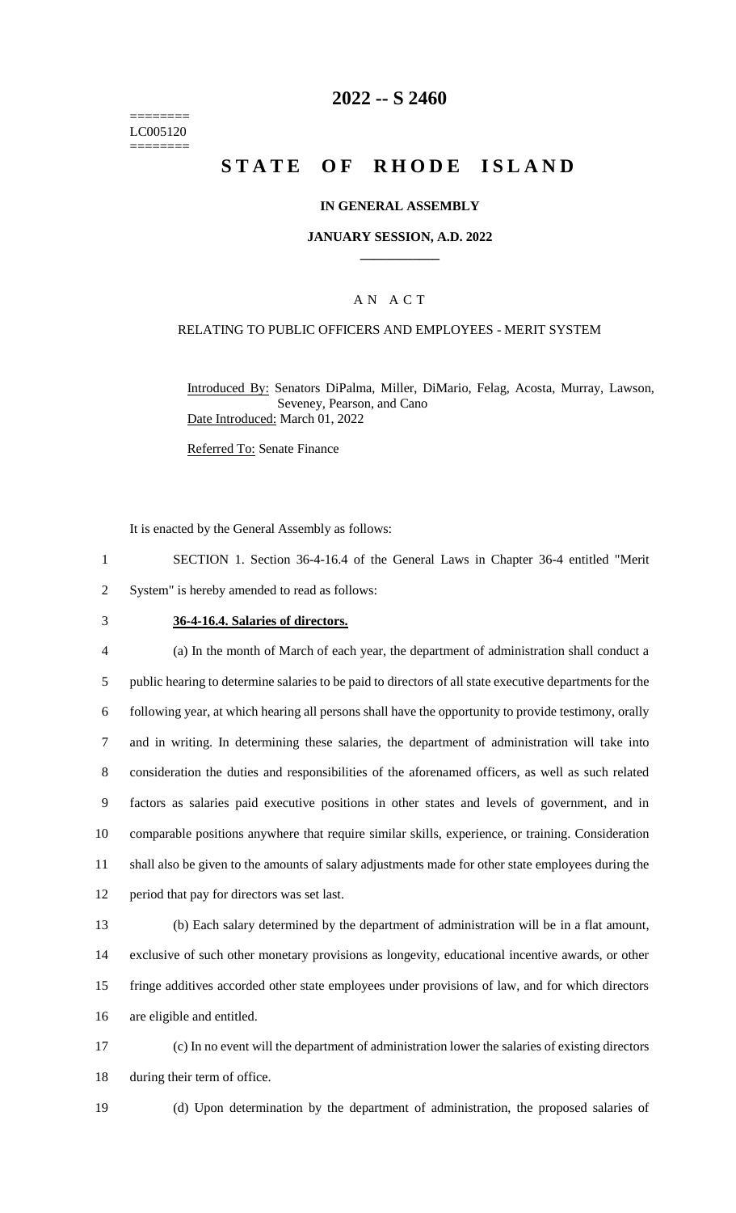========
LC005120
========

# 2022 -- S 2460

# STATE OF RHODE ISLAND

### IN GENERAL ASSEMBLY

### JANUARY SESSION, A.D. 2022

---

## A N A C T

### RELATING TO PUBLIC OFFICERS AND EMPLOYEES - MERIT SYSTEM

Introduced By: Senators DiPalma, Miller, DiMario, Felag, Acosta, Murray, Lawson, Seveney, Pearson, and Cano

Date Introduced: March 01, 2022

Referred To: Senate Finance

It is enacted by the General Assembly as follows:

1 SECTION 1. Section 36-4-16.4 of the General Laws in Chapter 36-4 entitled "Merit
2 System" is hereby amended to read as follows:

3 **36-4-16.4. Salaries of directors.**

4 (a) In the month of March of each year, the department of administration shall conduct a
5 public hearing to determine salaries to be paid to directors of all state executive departments for the
6 following year, at which hearing all persons shall have the opportunity to provide testimony, orally
7 and in writing. In determining these salaries, the department of administration will take into
8 consideration the duties and responsibilities of the aforenamed officers, as well as such related
9 factors as salaries paid executive positions in other states and levels of government, and in
10 comparable positions anywhere that require similar skills, experience, or training. Consideration
11 shall also be given to the amounts of salary adjustments made for other state employees during the
12 period that pay for directors was set last.

13 (b) Each salary determined by the department of administration will be in a flat amount,
14 exclusive of such other monetary provisions as longevity, educational incentive awards, or other
15 fringe additives accorded other state employees under provisions of law, and for which directors
16 are eligible and entitled.

17 (c) In no event will the department of administration lower the salaries of existing directors
18 during their term of office.

19 (d) Upon determination by the department of administration, the proposed salaries of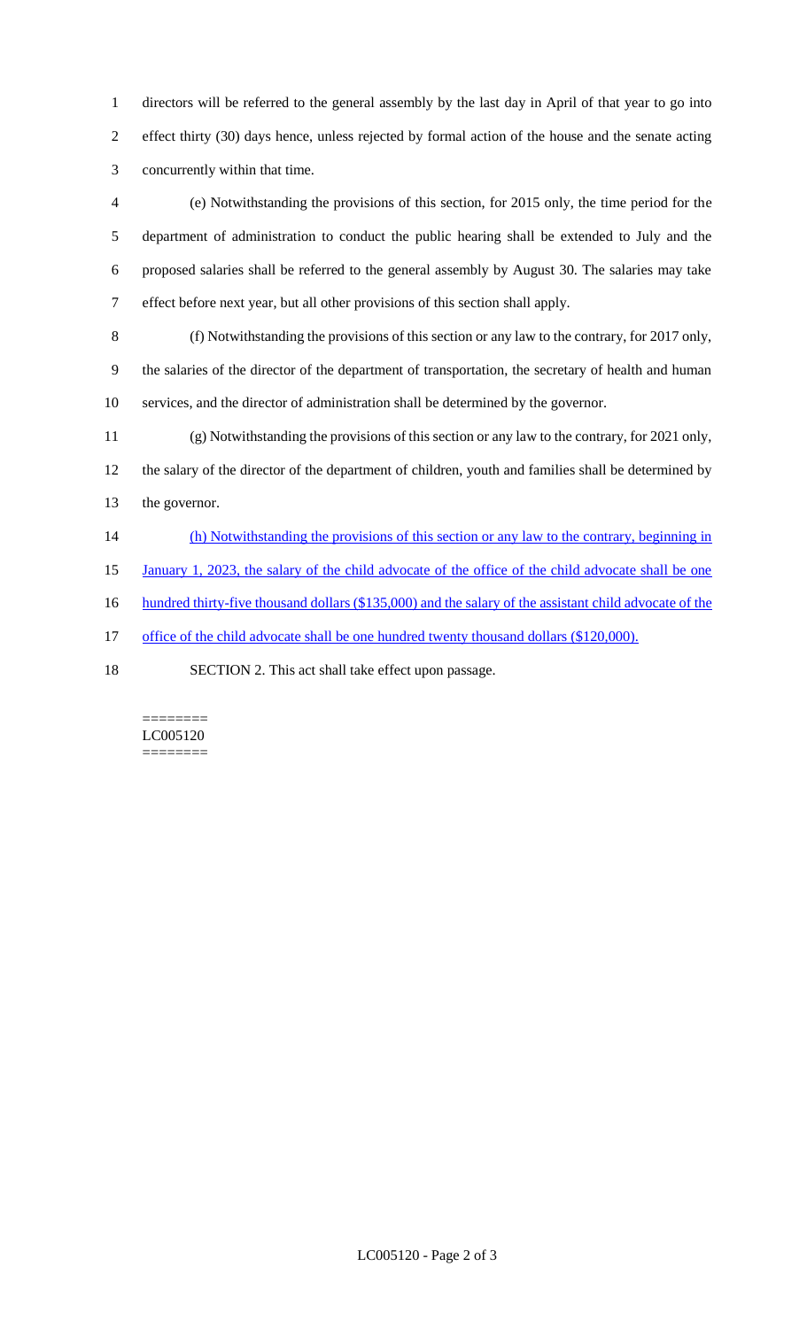directors will be referred to the general assembly by the last day in April of that year to go into effect thirty (30) days hence, unless rejected by formal action of the house and the senate acting concurrently within that time.

(e) Notwithstanding the provisions of this section, for 2015 only, the time period for the department of administration to conduct the public hearing shall be extended to July and the proposed salaries shall be referred to the general assembly by August 30. The salaries may take effect before next year, but all other provisions of this section shall apply.

(f) Notwithstanding the provisions of this section or any law to the contrary, for 2017 only, the salaries of the director of the department of transportation, the secretary of health and human services, and the director of administration shall be determined by the governor.

(g) Notwithstanding the provisions of this section or any law to the contrary, for 2021 only, the salary of the director of the department of children, youth and families shall be determined by the governor.

<u>(h) Notwithstanding the provisions of this section or any law to the contrary, beginning in January 1, 2023, the salary of the child advocate of the office of the child advocate shall be one hundred thirty-five thousand dollars ($135,000) and the salary of the assistant child advocate of the office of the child advocate shall be one hundred twenty thousand dollars ($120,000).</u>

SECTION 2. This act shall take effect upon passage.

========
LC005120
========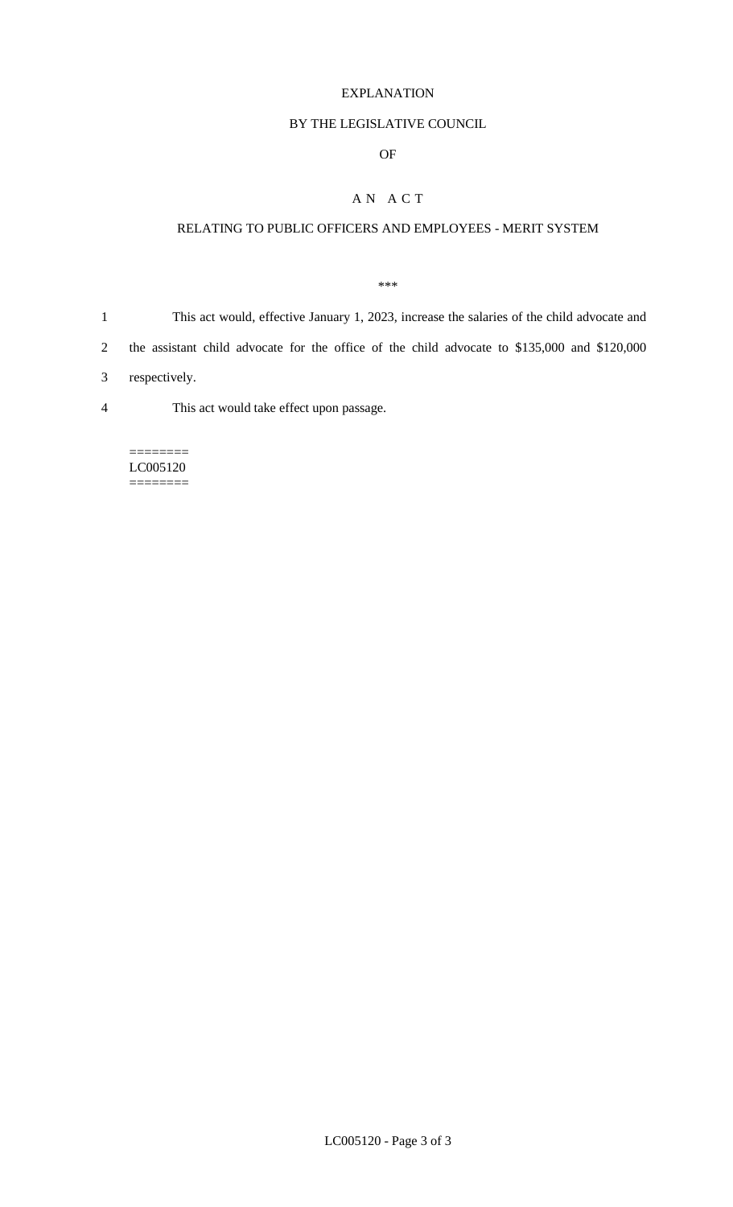EXPLANATION

BY THE LEGISLATIVE COUNCIL

OF

# A N A C T

## RELATING TO PUBLIC OFFICERS AND EMPLOYEES - MERIT SYSTEM

\*\*\*

This act would, effective January 1, 2023, increase the salaries of the child advocate and the assistant child advocate for the office of the child advocate to $135,000 and $120,000 respectively.

This act would take effect upon passage.

========
LC005120
========